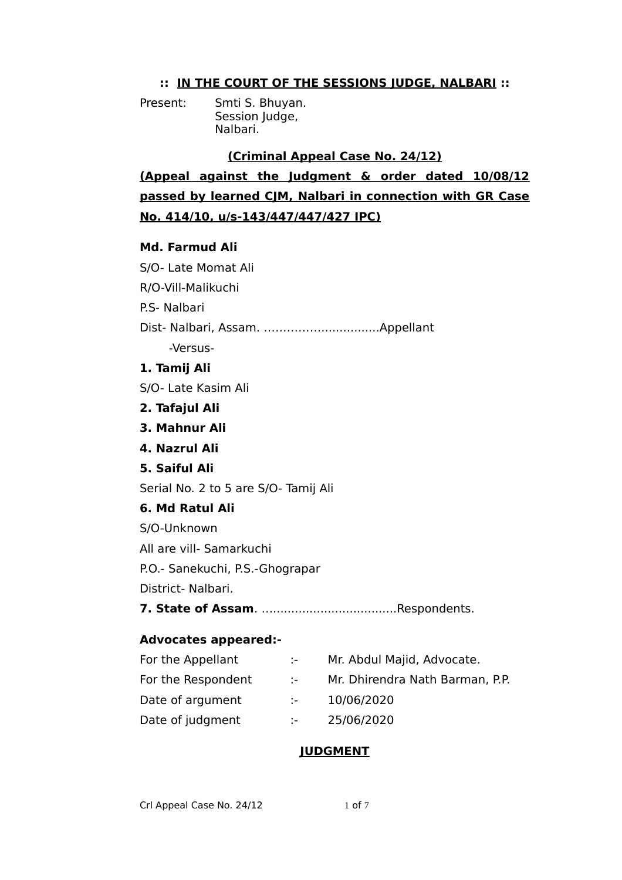**:: IN THE COURT OF THE SESSIONS JUDGE, NALBARI ::**

Present: Smti S. Bhuyan.
Session Judge,
Nalbari.

**(Criminal Appeal Case No. 24/12)**

**(Appeal against the Judgment & order dated 10/08/12 passed by learned CJM, Nalbari in connection with GR Case No. 414/10, u/s-143/447/447/427 IPC)**

**Md. Farmud Ali**

S/O- Late Momat Ali

R/O-Vill-Malikuchi

P.S- Nalbari

Dist- Nalbari, Assam. ...............................Appellant

-Versus-

**1. Tamij Ali**

S/O- Late Kasim Ali

**2. Tafajul Ali**

**3. Mahnur Ali**

**4. Nazrul Ali**

**5. Saiful Ali**

Serial No. 2 to 5 are S/O- Tamij Ali

**6. Md Ratul Ali**

S/O-Unknown

All are vill- Samarkuchi

P.O.- Sanekuchi, P.S.-Ghograpar

District- Nalbari.

**7. State of Assam**. .....................................Respondents.

**Advocates appeared:-**

| | | |
|---|---|---|
| For the Appellant | :- | Mr. Abdul Majid, Advocate. |
| For the Respondent | :- | Mr. Dhirendra Nath Barman, P.P. |
| Date of argument | :- | 10/06/2020 |
| Date of judgment | :- | 25/06/2020 |

**JUDGMENT**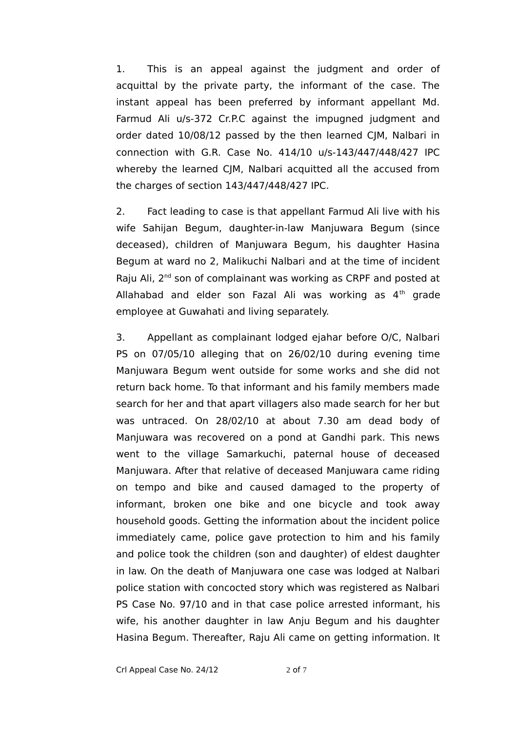1. This is an appeal against the judgment and order of acquittal by the private party, the informant of the case. The instant appeal has been preferred by informant appellant Md. Farmud Ali u/s-372 Cr.P.C against the impugned judgment and order dated 10/08/12 passed by the then learned CJM, Nalbari in connection with G.R. Case No. 414/10 u/s-143/447/448/427 IPC whereby the learned CJM, Nalbari acquitted all the accused from the charges of section 143/447/448/427 IPC.

2. Fact leading to case is that appellant Farmud Ali live with his wife Sahijan Begum, daughter-in-law Manjuwara Begum (since deceased), children of Manjuwara Begum, his daughter Hasina Begum at ward no 2, Malikuchi Nalbari and at the time of incident Raju Ali, 2nd son of complainant was working as CRPF and posted at Allahabad and elder son Fazal Ali was working as 4th grade employee at Guwahati and living separately.

3. Appellant as complainant lodged ejahar before O/C, Nalbari PS on 07/05/10 alleging that on 26/02/10 during evening time Manjuwara Begum went outside for some works and she did not return back home. To that informant and his family members made search for her and that apart villagers also made search for her but was untraced. On 28/02/10 at about 7.30 am dead body of Manjuwara was recovered on a pond at Gandhi park. This news went to the village Samarkuchi, paternal house of deceased Manjuwara. After that relative of deceased Manjuwara came riding on tempo and bike and caused damaged to the property of informant, broken one bike and one bicycle and took away household goods. Getting the information about the incident police immediately came, police gave protection to him and his family and police took the children (son and daughter) of eldest daughter in law. On the death of Manjuwara one case was lodged at Nalbari police station with concocted story which was registered as Nalbari PS Case No. 97/10 and in that case police arrested informant, his wife, his another daughter in law Anju Begum and his daughter Hasina Begum. Thereafter, Raju Ali came on getting information. It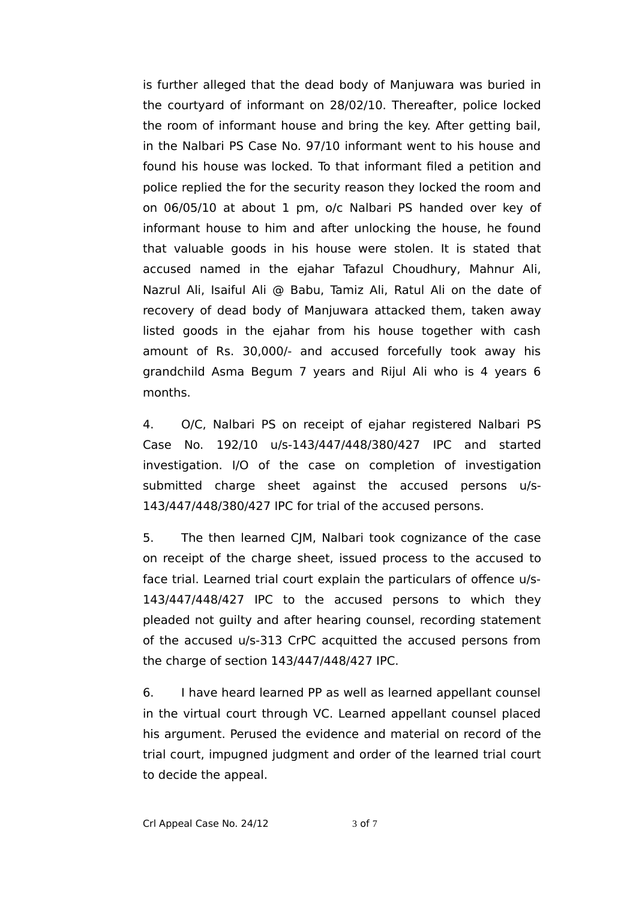is further alleged that the dead body of Manjuwara was buried in the courtyard of informant on 28/02/10. Thereafter, police locked the room of informant house and bring the key. After getting bail, in the Nalbari PS Case No. 97/10 informant went to his house and found his house was locked. To that informant filed a petition and police replied the for the security reason they locked the room and on 06/05/10 at about 1 pm, o/c Nalbari PS handed over key of informant house to him and after unlocking the house, he found that valuable goods in his house were stolen. It is stated that accused named in the ejahar Tafazul Choudhury, Mahnur Ali, Nazrul Ali, Isaiful Ali @ Babu, Tamiz Ali, Ratul Ali on the date of recovery of dead body of Manjuwara attacked them, taken away listed goods in the ejahar from his house together with cash amount of Rs. 30,000/- and accused forcefully took away his grandchild Asma Begum 7 years and Rijul Ali who is 4 years 6 months.

4. O/C, Nalbari PS on receipt of ejahar registered Nalbari PS Case No. 192/10 u/s-143/447/448/380/427 IPC and started investigation. I/O of the case on completion of investigation submitted charge sheet against the accused persons u/s-143/447/448/380/427 IPC for trial of the accused persons.

5. The then learned CJM, Nalbari took cognizance of the case on receipt of the charge sheet, issued process to the accused to face trial. Learned trial court explain the particulars of offence u/s-143/447/448/427 IPC to the accused persons to which they pleaded not guilty and after hearing counsel, recording statement of the accused u/s-313 CrPC acquitted the accused persons from the charge of section 143/447/448/427 IPC.

6. I have heard learned PP as well as learned appellant counsel in the virtual court through VC. Learned appellant counsel placed his argument. Perused the evidence and material on record of the trial court, impugned judgment and order of the learned trial court to decide the appeal.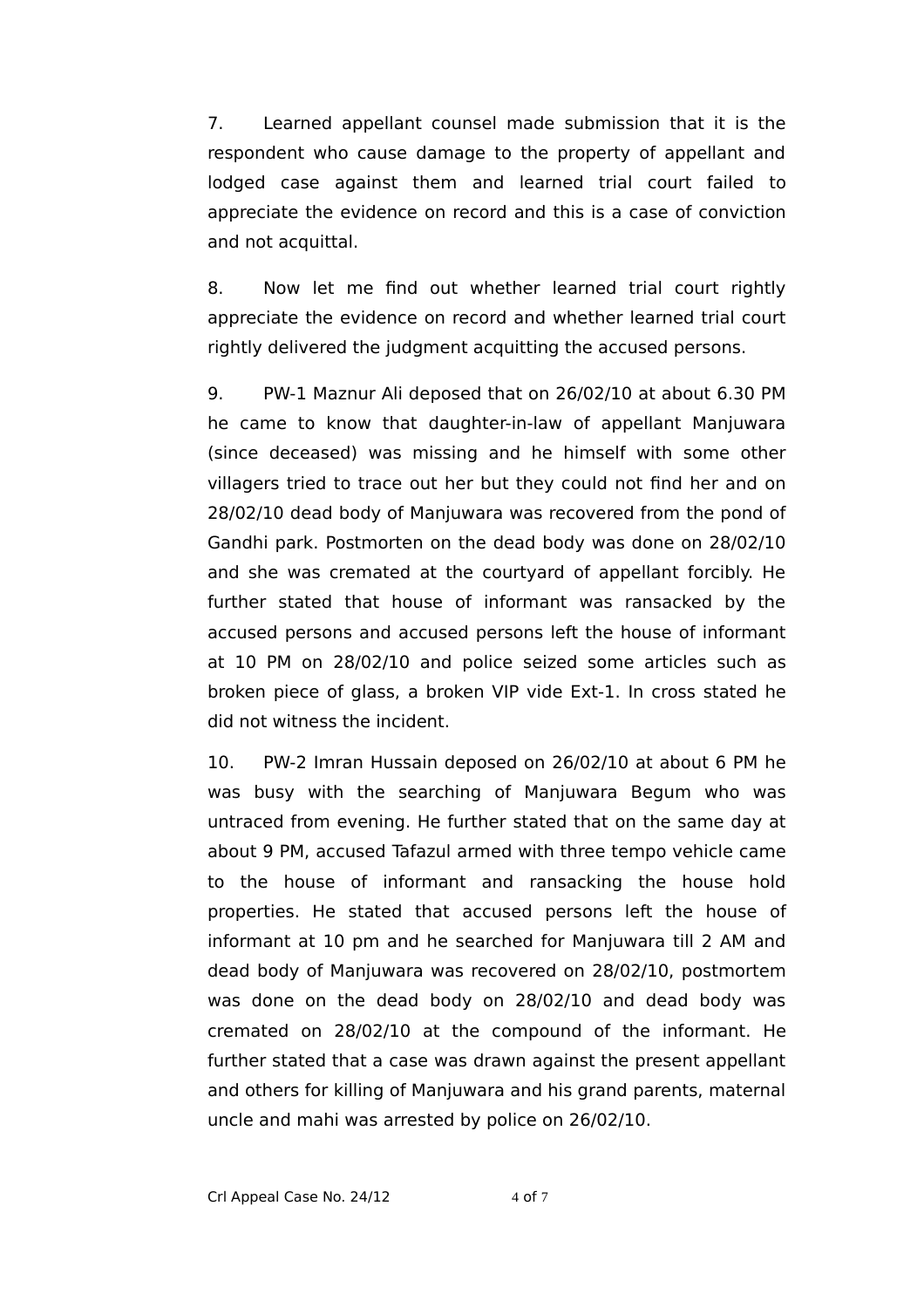7. Learned appellant counsel made submission that it is the respondent who cause damage to the property of appellant and lodged case against them and learned trial court failed to appreciate the evidence on record and this is a case of conviction and not acquittal.

8. Now let me find out whether learned trial court rightly appreciate the evidence on record and whether learned trial court rightly delivered the judgment acquitting the accused persons.

9. PW-1 Maznur Ali deposed that on 26/02/10 at about 6.30 PM he came to know that daughter-in-law of appellant Manjuwara (since deceased) was missing and he himself with some other villagers tried to trace out her but they could not find her and on 28/02/10 dead body of Manjuwara was recovered from the pond of Gandhi park. Postmorten on the dead body was done on 28/02/10 and she was cremated at the courtyard of appellant forcibly. He further stated that house of informant was ransacked by the accused persons and accused persons left the house of informant at 10 PM on 28/02/10 and police seized some articles such as broken piece of glass, a broken VIP vide Ext-1. In cross stated he did not witness the incident.

10. PW-2 Imran Hussain deposed on 26/02/10 at about 6 PM he was busy with the searching of Manjuwara Begum who was untraced from evening. He further stated that on the same day at about 9 PM, accused Tafazul armed with three tempo vehicle came to the house of informant and ransacking the house hold properties. He stated that accused persons left the house of informant at 10 pm and he searched for Manjuwara till 2 AM and dead body of Manjuwara was recovered on 28/02/10, postmortem was done on the dead body on 28/02/10 and dead body was cremated on 28/02/10 at the compound of the informant. He further stated that a case was drawn against the present appellant and others for killing of Manjuwara and his grand parents, maternal uncle and mahi was arrested by police on 26/02/10.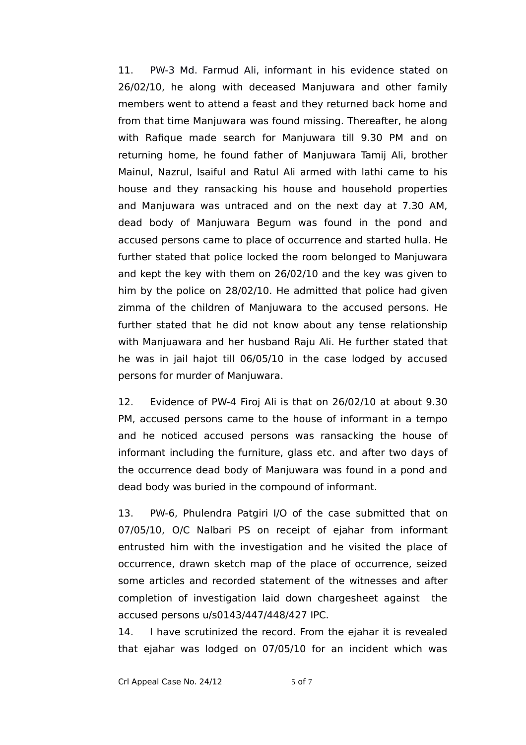11. PW-3 Md. Farmud Ali, informant in his evidence stated on 26/02/10, he along with deceased Manjuwara and other family members went to attend a feast and they returned back home and from that time Manjuwara was found missing. Thereafter, he along with Rafique made search for Manjuwara till 9.30 PM and on returning home, he found father of Manjuwara Tamij Ali, brother Mainul, Nazrul, Isaiful and Ratul Ali armed with lathi came to his house and they ransacking his house and household properties and Manjuwara was untraced and on the next day at 7.30 AM, dead body of Manjuwara Begum was found in the pond and accused persons came to place of occurrence and started hulla. He further stated that police locked the room belonged to Manjuwara and kept the key with them on 26/02/10 and the key was given to him by the police on 28/02/10. He admitted that police had given zimma of the children of Manjuwara to the accused persons. He further stated that he did not know about any tense relationship with Manjuawara and her husband Raju Ali. He further stated that he was in jail hajot till 06/05/10 in the case lodged by accused persons for murder of Manjuwara.

12. Evidence of PW-4 Firoj Ali is that on 26/02/10 at about 9.30 PM, accused persons came to the house of informant in a tempo and he noticed accused persons was ransacking the house of informant including the furniture, glass etc. and after two days of the occurrence dead body of Manjuwara was found in a pond and dead body was buried in the compound of informant.

13. PW-6, Phulendra Patgiri I/O of the case submitted that on 07/05/10, O/C Nalbari PS on receipt of ejahar from informant entrusted him with the investigation and he visited the place of occurrence, drawn sketch map of the place of occurrence, seized some articles and recorded statement of the witnesses and after completion of investigation laid down chargesheet against the accused persons u/s0143/447/448/427 IPC.

14. I have scrutinized the record. From the ejahar it is revealed that ejahar was lodged on 07/05/10 for an incident which was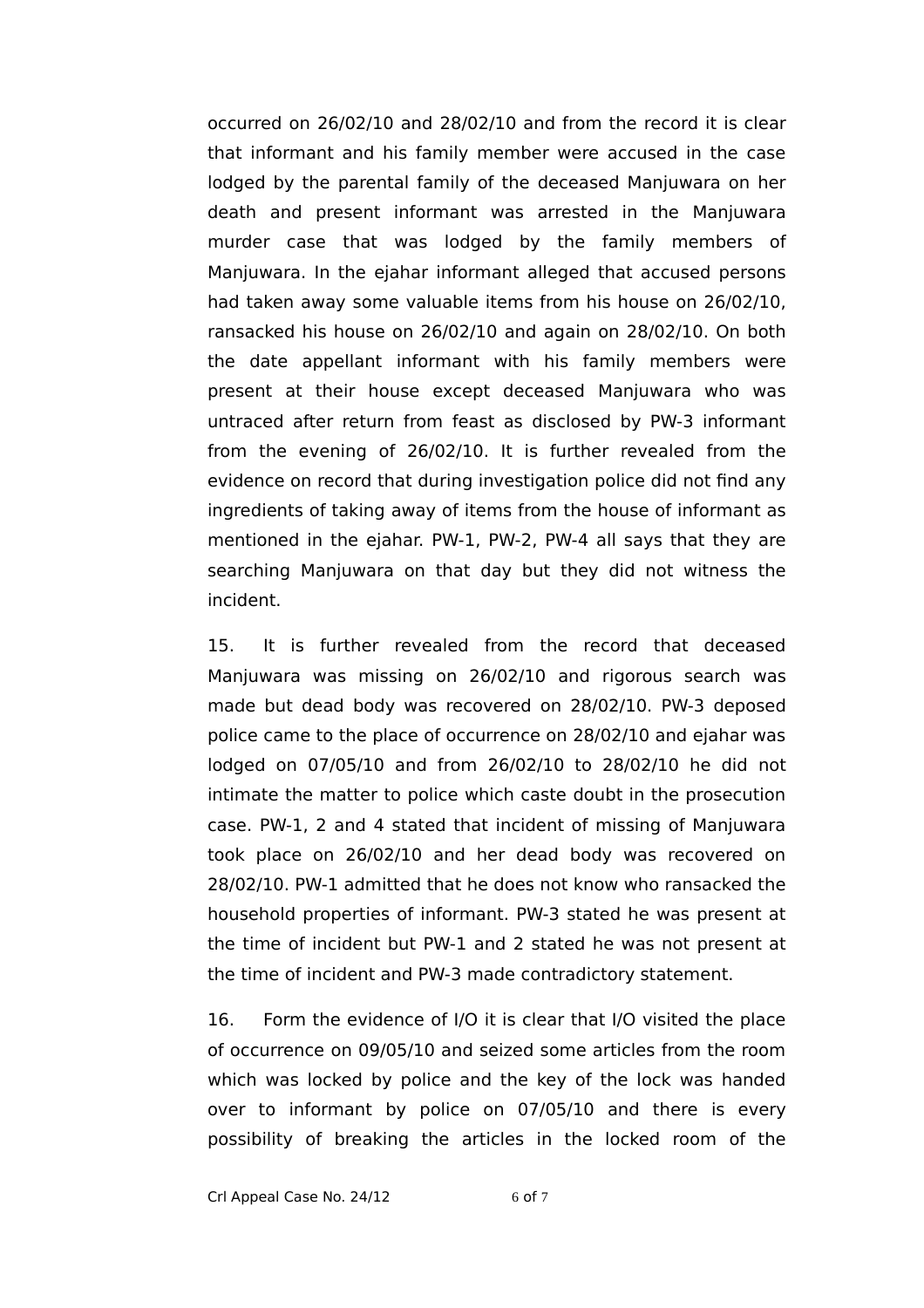occurred on 26/02/10 and 28/02/10 and from the record it is clear that informant and his family member were accused in the case lodged by the parental family of the deceased Manjuwara on her death and present informant was arrested in the Manjuwara murder case that was lodged by the family members of Manjuwara. In the ejahar informant alleged that accused persons had taken away some valuable items from his house on 26/02/10, ransacked his house on 26/02/10 and again on 28/02/10. On both the date appellant informant with his family members were present at their house except deceased Manjuwara who was untraced after return from feast as disclosed by PW-3 informant from the evening of 26/02/10. It is further revealed from the evidence on record that during investigation police did not find any ingredients of taking away of items from the house of informant as mentioned in the ejahar. PW-1, PW-2, PW-4 all says that they are searching Manjuwara on that day but they did not witness the incident.

15. It is further revealed from the record that deceased Manjuwara was missing on 26/02/10 and rigorous search was made but dead body was recovered on 28/02/10. PW-3 deposed police came to the place of occurrence on 28/02/10 and ejahar was lodged on 07/05/10 and from 26/02/10 to 28/02/10 he did not intimate the matter to police which caste doubt in the prosecution case. PW-1, 2 and 4 stated that incident of missing of Manjuwara took place on 26/02/10 and her dead body was recovered on 28/02/10. PW-1 admitted that he does not know who ransacked the household properties of informant. PW-3 stated he was present at the time of incident but PW-1 and 2 stated he was not present at the time of incident and PW-3 made contradictory statement.

16. Form the evidence of I/O it is clear that I/O visited the place of occurrence on 09/05/10 and seized some articles from the room which was locked by police and the key of the lock was handed over to informant by police on 07/05/10 and there is every possibility of breaking the articles in the locked room of the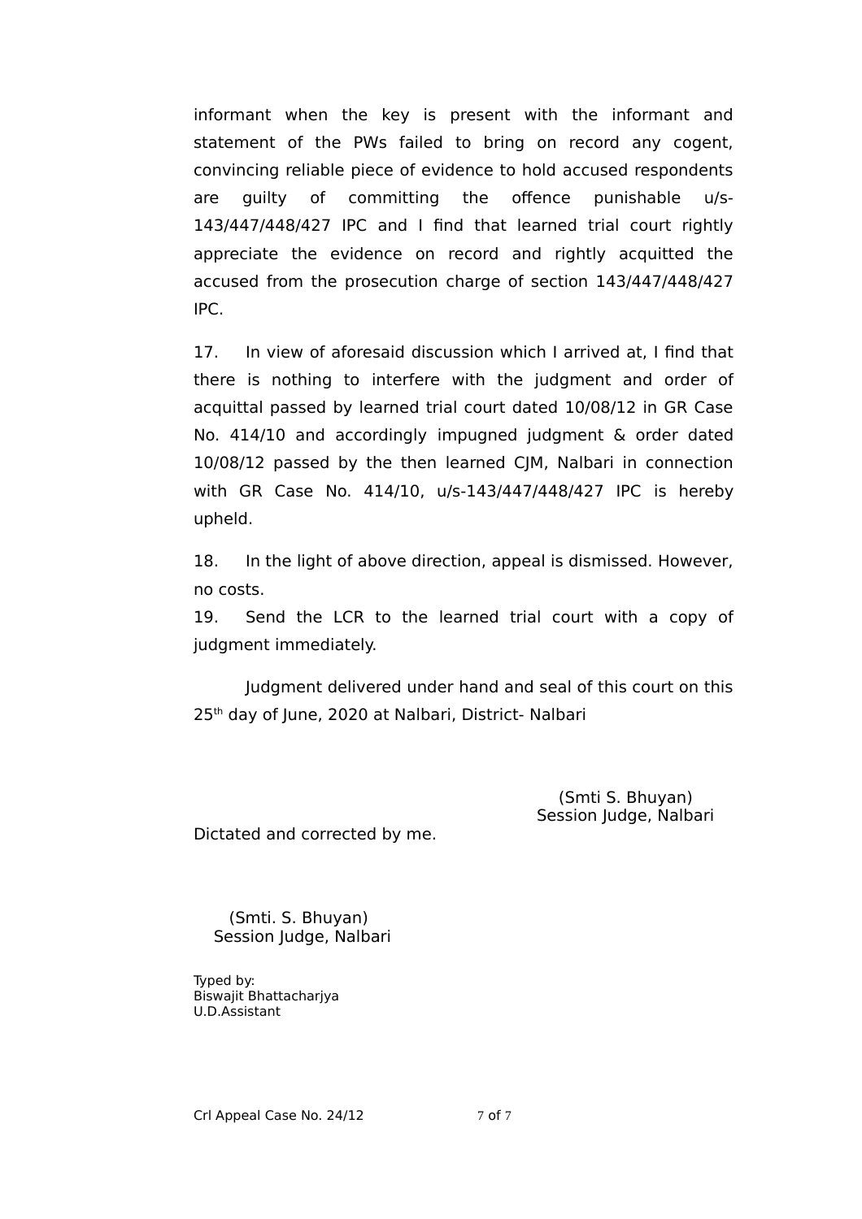informant when the key is present with the informant and statement of the PWs failed to bring on record any cogent, convincing reliable piece of evidence to hold accused respondents are guilty of committing the offence punishable u/s-143/447/448/427 IPC and I find that learned trial court rightly appreciate the evidence on record and rightly acquitted the accused from the prosecution charge of section 143/447/448/427 IPC.

17. In view of aforesaid discussion which I arrived at, I find that there is nothing to interfere with the judgment and order of acquittal passed by learned trial court dated 10/08/12 in GR Case No. 414/10 and accordingly impugned judgment & order dated 10/08/12 passed by the then learned CJM, Nalbari in connection with GR Case No. 414/10, u/s-143/447/448/427 IPC is hereby upheld.

18. In the light of above direction, appeal is dismissed. However, no costs.

19. Send the LCR to the learned trial court with a copy of judgment immediately.

Judgment delivered under hand and seal of this court on this 25th day of June, 2020 at Nalbari, District- Nalbari

(Smti S. Bhuyan)
Session Judge, Nalbari

Dictated and corrected by me.

(Smti. S. Bhuyan)
Session Judge, Nalbari

Typed by:
Biswajit Bhattacharjya
U.D.Assistant